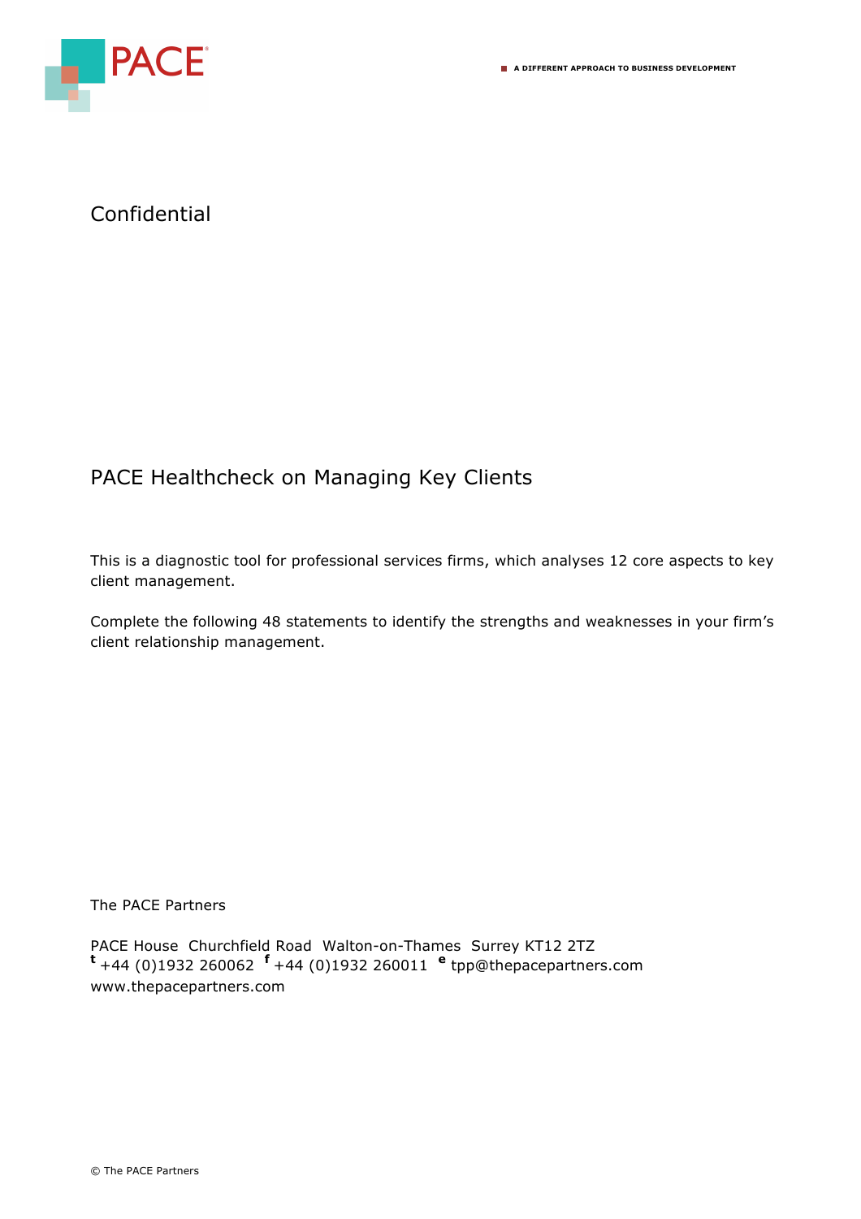PACE

A DIFFERENT APPROACH TO BUSINESS DEVELOPMENT

Confidential

# PACE Healthcheck on Managing Key Clients

This is a diagnostic tool for professional services firms, which analyses 12 core aspects to key client management.

Complete the following 48 statements to identify the strengths and weaknesses in your firm's client relationship management.

The PACE Partners

PACE House  Churchfield Road  Walton-on-Thames  Surrey KT12 2TZ
**t** +44 (0)1932 260062  **f** +44 (0)1932 260011  **e** tpp@thepacepartners.com
www.thepacepartners.com

© The PACE Partners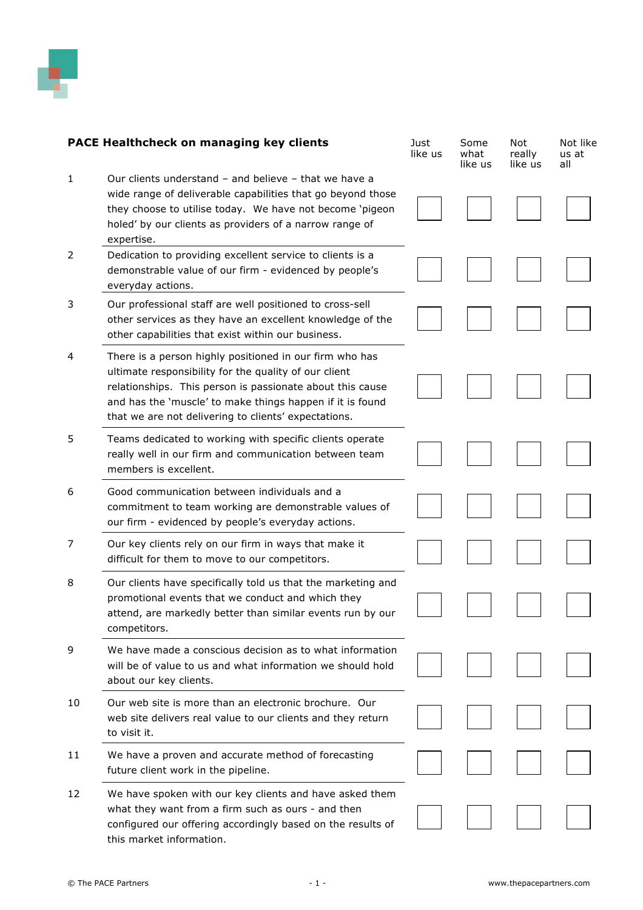| | PACE Healthcheck on managing key clients | Just like us | Somewhat like us | Not really like us | Not like us at all |
|---|---|---|---|---|---|
| 1 | Our clients understand – and believe – that we have a wide range of deliverable capabilities that go beyond those they choose to utilise today. We have not become 'pigeon holed' by our clients as providers of a narrow range of expertise. | ☐ | ☐ | ☐ | ☐ |
| 2 | Dedication to providing excellent service to clients is a demonstrable value of our firm - evidenced by people's everyday actions. | ☐ | ☐ | ☐ | ☐ |
| 3 | Our professional staff are well positioned to cross-sell other services as they have an excellent knowledge of the other capabilities that exist within our business. | ☐ | ☐ | ☐ | ☐ |
| 4 | There is a person highly positioned in our firm who has ultimate responsibility for the quality of our client relationships. This person is passionate about this cause and has the 'muscle' to make things happen if it is found that we are not delivering to clients' expectations. | ☐ | ☐ | ☐ | ☐ |
| 5 | Teams dedicated to working with specific clients operate really well in our firm and communication between team members is excellent. | ☐ | ☐ | ☐ | ☐ |
| 6 | Good communication between individuals and a commitment to team working are demonstrable values of our firm - evidenced by people's everyday actions. | ☐ | ☐ | ☐ | ☐ |
| 7 | Our key clients rely on our firm in ways that make it difficult for them to move to our competitors. | ☐ | ☐ | ☐ | ☐ |
| 8 | Our clients have specifically told us that the marketing and promotional events that we conduct and which they attend, are markedly better than similar events run by our competitors. | ☐ | ☐ | ☐ | ☐ |
| 9 | We have made a conscious decision as to what information will be of value to us and what information we should hold about our key clients. | ☐ | ☐ | ☐ | ☐ |
| 10 | Our web site is more than an electronic brochure. Our web site delivers real value to our clients and they return to visit it. | ☐ | ☐ | ☐ | ☐ |
| 11 | We have a proven and accurate method of forecasting future client work in the pipeline. | ☐ | ☐ | ☐ | ☐ |
| 12 | We have spoken with our key clients and have asked them what they want from a firm such as ours - and then configured our offering accordingly based on the results of this market information. | ☐ | ☐ | ☐ | ☐ |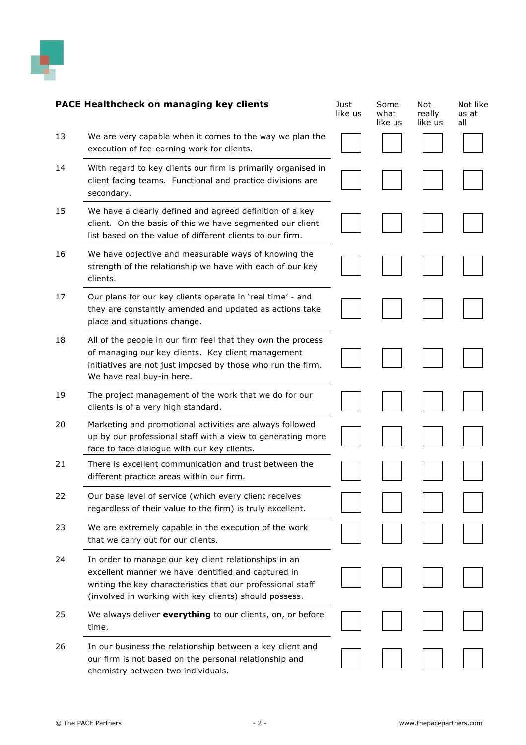| | PACE Healthcheck on managing key clients | Just like us | Some what like us | Not really like us | Not like us at all |
|---|---|---|---|---|---|
| 13 | We are very capable when it comes to the way we plan the execution of fee-earning work for clients. | ☐ | ☐ | ☐ | ☐ |
| 14 | With regard to key clients our firm is primarily organised in client facing teams. Functional and practice divisions are secondary. | ☐ | ☐ | ☐ | ☐ |
| 15 | We have a clearly defined and agreed definition of a key client. On the basis of this we have segmented our client list based on the value of different clients to our firm. | ☐ | ☐ | ☐ | ☐ |
| 16 | We have objective and measurable ways of knowing the strength of the relationship we have with each of our key clients. | ☐ | ☐ | ☐ | ☐ |
| 17 | Our plans for our key clients operate in 'real time' - and they are constantly amended and updated as actions take place and situations change. | ☐ | ☐ | ☐ | ☐ |
| 18 | All of the people in our firm feel that they own the process of managing our key clients. Key client management initiatives are not just imposed by those who run the firm. We have real buy-in here. | ☐ | ☐ | ☐ | ☐ |
| 19 | The project management of the work that we do for our clients is of a very high standard. | ☐ | ☐ | ☐ | ☐ |
| 20 | Marketing and promotional activities are always followed up by our professional staff with a view to generating more face to face dialogue with our key clients. | ☐ | ☐ | ☐ | ☐ |
| 21 | There is excellent communication and trust between the different practice areas within our firm. | ☐ | ☐ | ☐ | ☐ |
| 22 | Our base level of service (which every client receives regardless of their value to the firm) is truly excellent. | ☐ | ☐ | ☐ | ☐ |
| 23 | We are extremely capable in the execution of the work that we carry out for our clients. | ☐ | ☐ | ☐ | ☐ |
| 24 | In order to manage our key client relationships in an excellent manner we have identified and captured in writing the key characteristics that our professional staff (involved in working with key clients) should possess. | ☐ | ☐ | ☐ | ☐ |
| 25 | We always deliver **everything** to our clients, on, or before time. | ☐ | ☐ | ☐ | ☐ |
| 26 | In our business the relationship between a key client and our firm is not based on the personal relationship and chemistry between two individuals. | ☐ | ☐ | ☐ | ☐ |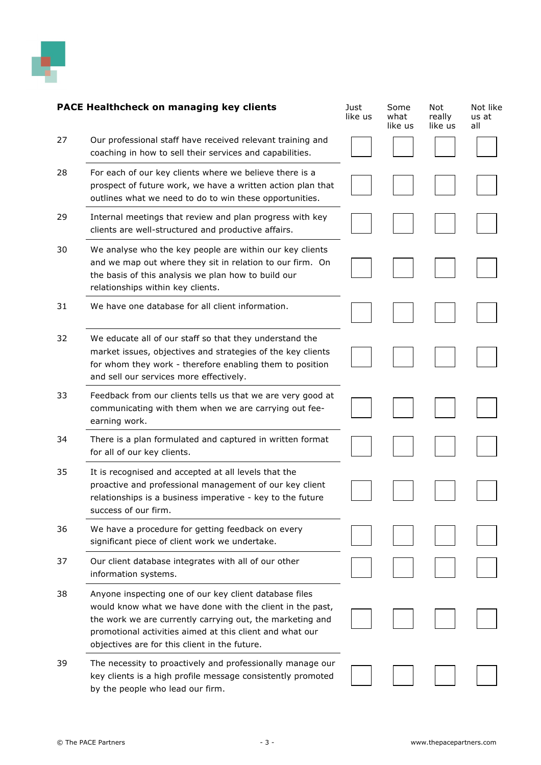| | PACE Healthcheck on managing key clients | Just like us | Some what like us | Not really like us | Not like us at all |
|---|---|---|---|---|---|
| 27 | Our professional staff have received relevant training and coaching in how to sell their services and capabilities. | | | | |
| 28 | For each of our key clients where we believe there is a prospect of future work, we have a written action plan that outlines what we need to do to win these opportunities. | | | | |
| 29 | Internal meetings that review and plan progress with key clients are well-structured and productive affairs. | | | | |
| 30 | We analyse who the key people are within our key clients and we map out where they sit in relation to our firm. On the basis of this analysis we plan how to build our relationships within key clients. | | | | |
| 31 | We have one database for all client information. | | | | |
| 32 | We educate all of our staff so that they understand the market issues, objectives and strategies of the key clients for whom they work - therefore enabling them to position and sell our services more effectively. | | | | |
| 33 | Feedback from our clients tells us that we are very good at communicating with them when we are carrying out fee-earning work. | | | | |
| 34 | There is a plan formulated and captured in written format for all of our key clients. | | | | |
| 35 | It is recognised and accepted at all levels that the proactive and professional management of our key client relationships is a business imperative - key to the future success of our firm. | | | | |
| 36 | We have a procedure for getting feedback on every significant piece of client work we undertake. | | | | |
| 37 | Our client database integrates with all of our other information systems. | | | | |
| 38 | Anyone inspecting one of our key client database files would know what we have done with the client in the past, the work we are currently carrying out, the marketing and promotional activities aimed at this client and what our objectives are for this client in the future. | | | | |
| 39 | The necessity to proactively and professionally manage our key clients is a high profile message consistently promoted by the people who lead our firm. | | | | |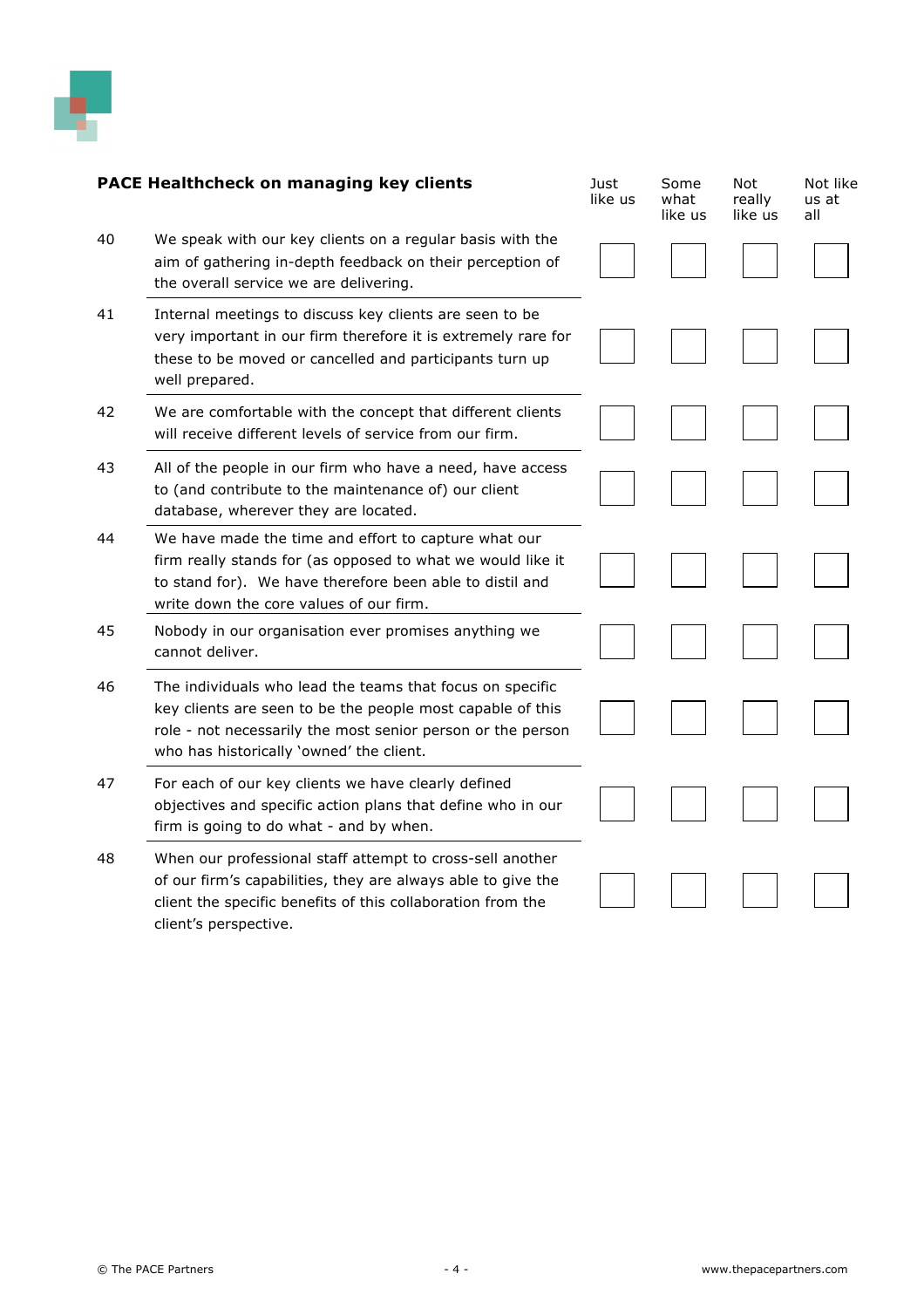| | PACE Healthcheck on managing key clients | Just like us | Some what like us | Not really like us | Not like us at all |
|---|---|---|---|---|---|
| 40 | We speak with our key clients on a regular basis with the aim of gathering in-depth feedback on their perception of the overall service we are delivering. | ☐ | ☐ | ☐ | ☐ |
| 41 | Internal meetings to discuss key clients are seen to be very important in our firm therefore it is extremely rare for these to be moved or cancelled and participants turn up well prepared. | ☐ | ☐ | ☐ | ☐ |
| 42 | We are comfortable with the concept that different clients will receive different levels of service from our firm. | ☐ | ☐ | ☐ | ☐ |
| 43 | All of the people in our firm who have a need, have access to (and contribute to the maintenance of) our client database, wherever they are located. | ☐ | ☐ | ☐ | ☐ |
| 44 | We have made the time and effort to capture what our firm really stands for (as opposed to what we would like it to stand for). We have therefore been able to distil and write down the core values of our firm. | ☐ | ☐ | ☐ | ☐ |
| 45 | Nobody in our organisation ever promises anything we cannot deliver. | ☐ | ☐ | ☐ | ☐ |
| 46 | The individuals who lead the teams that focus on specific key clients are seen to be the people most capable of this role - not necessarily the most senior person or the person who has historically 'owned' the client. | ☐ | ☐ | ☐ | ☐ |
| 47 | For each of our key clients we have clearly defined objectives and specific action plans that define who in our firm is going to do what - and by when. | ☐ | ☐ | ☐ | ☐ |
| 48 | When our professional staff attempt to cross-sell another of our firm's capabilities, they are always able to give the client the specific benefits of this collaboration from the client's perspective. | ☐ | ☐ | ☐ | ☐ |

© The PACE Partners www.thepacepartners.com